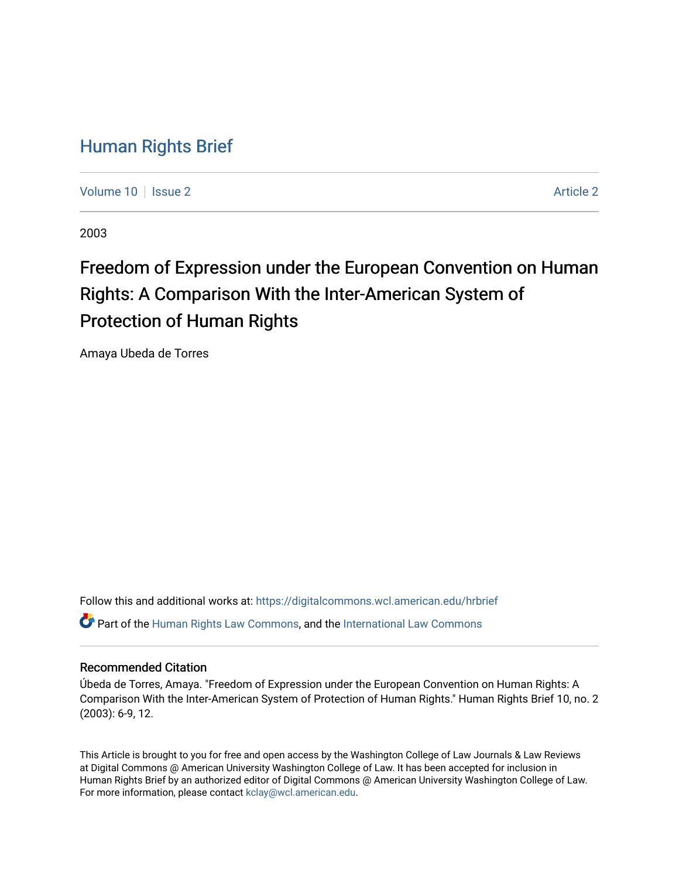# Human Rights Brief

Volume 10 | Issue 2 | Article 2

2003

## Freedom of Expression under the European Convention on Human Rights: A Comparison With the Inter-American System of Protection of Human Rights

Amaya Ubeda de Torres

Follow this and additional works at: https://digitalcommons.wcl.american.edu/hrbrief

Part of the Human Rights Law Commons, and the International Law Commons

### Recommended Citation

Úbeda de Torres, Amaya. "Freedom of Expression under the European Convention on Human Rights: A Comparison With the Inter-American System of Protection of Human Rights." Human Rights Brief 10, no. 2 (2003): 6-9, 12.

This Article is brought to you for free and open access by the Washington College of Law Journals & Law Reviews at Digital Commons @ American University Washington College of Law. It has been accepted for inclusion in Human Rights Brief by an authorized editor of Digital Commons @ American University Washington College of Law. For more information, please contact kclay@wcl.american.edu.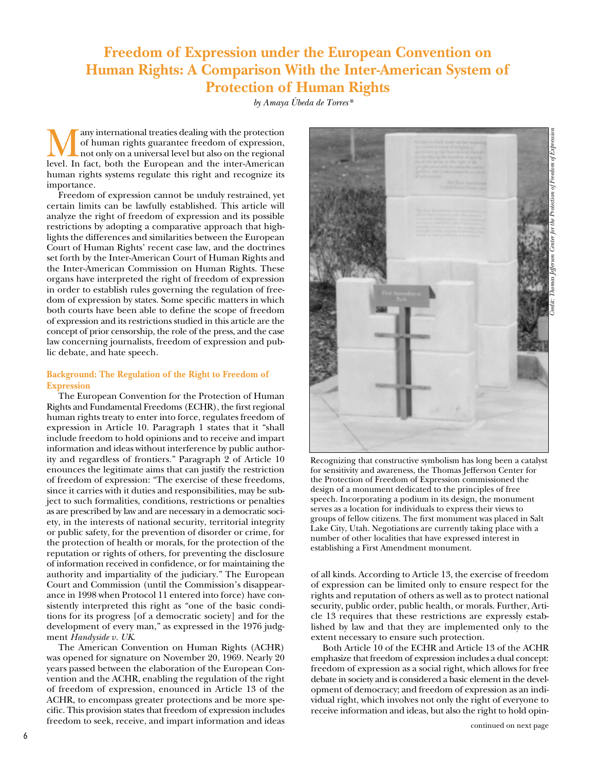# Freedom of Expression under the European Convention on Human Rights: A Comparison With the Inter-American System of Protection of Human Rights

*by Amaya Úbeda de Torres\**

Many international treaties dealing with the protection of human rights guarantee freedom of expression, not only on a universal level but also on the regional level. In fact, both the European and the inter-American human rights systems regulate this right and recognize its importance.

Freedom of expression cannot be unduly restrained, yet certain limits can be lawfully established. This article will analyze the right of freedom of expression and its possible restrictions by adopting a comparative approach that highlights the differences and similarities between the European Court of Human Rights' recent case law, and the doctrines set forth by the Inter-American Court of Human Rights and the Inter-American Commission on Human Rights. These organs have interpreted the right of freedom of expression in order to establish rules governing the regulation of freedom of expression by states. Some specific matters in which both courts have been able to define the scope of freedom of expression and its restrictions studied in this article are the concept of prior censorship, the role of the press, and the case law concerning journalists, freedom of expression and public debate, and hate speech.

## Background: The Regulation of the Right to Freedom of Expression

The European Convention for the Protection of Human Rights and Fundamental Freedoms (ECHR), the first regional human rights treaty to enter into force, regulates freedom of expression in Article 10. Paragraph 1 states that it "shall include freedom to hold opinions and to receive and impart information and ideas without interference by public authority and regardless of frontiers." Paragraph 2 of Article 10 enounces the legitimate aims that can justify the restriction of freedom of expression: "The exercise of these freedoms, since it carries with it duties and responsibilities, may be subject to such formalities, conditions, restrictions or penalties as are prescribed by law and are necessary in a democratic society, in the interests of national security, territorial integrity or public safety, for the prevention of disorder or crime, for the protection of health or morals, for the protection of the reputation or rights of others, for preventing the disclosure of information received in confidence, or for maintaining the authority and impartiality of the judiciary." The European Court and Commission (until the Commission's disappearance in 1998 when Protocol 11 entered into force) have consistently interpreted this right as "one of the basic conditions for its progress [of a democratic society] and for the development of every man," as expressed in the 1976 judgment *Handyside v. UK*.

The American Convention on Human Rights (ACHR) was opened for signature on November 20, 1969. Nearly 20 years passed between the elaboration of the European Convention and the ACHR, enabling the regulation of the right of freedom of expression, enounced in Article 13 of the ACHR, to encompass greater protections and be more specific. This provision states that freedom of expression includes freedom to seek, receive, and impart information and ideas of all kinds. According to Article 13, the exercise of freedom of expression can be limited only to ensure respect for the rights and reputation of others as well as to protect national security, public order, public health, or morals. Further, Article 13 requires that these restrictions are expressly established by law and that they are implemented only to the extent necessary to ensure such protection.

Both Article 10 of the ECHR and Article 13 of the ACHR emphasize that freedom of expression includes a dual concept: freedom of expression as a social right, which allows for free debate in society and is considered a basic element in the development of democracy; and freedom of expression as an individual right, which involves not only the right of everyone to receive information and ideas, but also the right to hold opin-

Credit: Thomas Jefferson Center for the Protection of Freedom of Expression

Recognizing that constructive symbolism has long been a catalyst for sensitivity and awareness, the Thomas Jefferson Center for the Protection of Freedom of Expression commissioned the design of a monument dedicated to the principles of free speech. Incorporating a podium in its design, the monument serves as a location for individuals to express their views to groups of fellow citizens. The first monument was placed in Salt Lake City, Utah. Negotiations are currently taking place with a number of other localities that have expressed interest in establishing a First Amendment monument.

continued on next page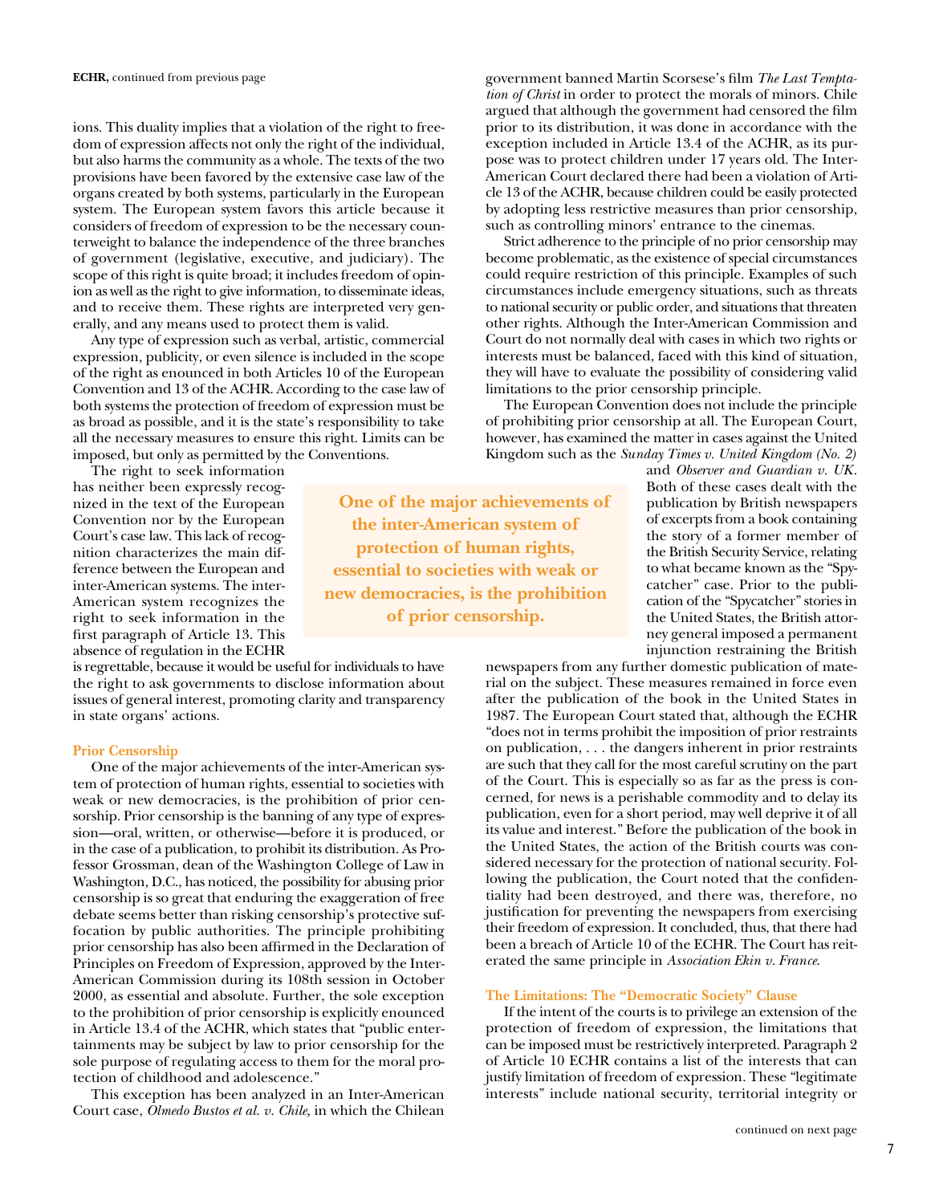ions. This duality implies that a violation of the right to freedom of expression affects not only the right of the individual, but also harms the community as a whole. The texts of the two provisions have been favored by the extensive case law of the organs created by both systems, particularly in the European system. The European system favors this article because it considers of freedom of expression to be the necessary counterweight to balance the independence of the three branches of government (legislative, executive, and judiciary). The scope of this right is quite broad; it includes freedom of opinion as well as the right to give information, to disseminate ideas, and to receive them. These rights are interpreted very generally, and any means used to protect them is valid.

Any type of expression such as verbal, artistic, commercial expression, publicity, or even silence is included in the scope of the right as enounced in both Articles 10 of the European Convention and 13 of the ACHR. According to the case law of both systems the protection of freedom of expression must be as broad as possible, and it is the state's responsibility to take all the necessary measures to ensure this right. Limits can be imposed, but only as permitted by the Conventions.

The right to seek information has neither been expressly recognized in the text of the European Convention nor by the European Court's case law. This lack of recognition characterizes the main difference between the European and inter-American systems. The inter-American system recognizes the right to seek information in the first paragraph of Article 13. This absence of regulation in the ECHR is regrettable, because it would be useful for individuals to have the right to ask governments to disclose information about issues of general interest, promoting clarity and transparency in state organs' actions.

### Prior Censorship

One of the major achievements of the inter-American system of protection of human rights, essential to societies with weak or new democracies, is the prohibition of prior censorship. Prior censorship is the banning of any type of expression—oral, written, or otherwise—before it is produced, or in the case of a publication, to prohibit its distribution. As Professor Grossman, dean of the Washington College of Law in Washington, D.C., has noticed, the possibility for abusing prior censorship is so great that enduring the exaggeration of free debate seems better than risking censorship's protective suffocation by public authorities. The principle prohibiting prior censorship has also been affirmed in the Declaration of Principles on Freedom of Expression, approved by the Inter-American Commission during its 108th session in October 2000, as essential and absolute. Further, the sole exception to the prohibition of prior censorship is explicitly enounced in Article 13.4 of the ACHR, which states that "public entertainments may be subject by law to prior censorship for the sole purpose of regulating access to them for the moral protection of childhood and adolescence."

This exception has been analyzed in an Inter-American Court case, *Olmedo Bustos et al. v. Chile,* in which the Chilean government banned Martin Scorsese's film *The Last Temptation of Christ* in order to protect the morals of minors. Chile argued that although the government had censored the film prior to its distribution, it was done in accordance with the exception included in Article 13.4 of the ACHR, as its purpose was to protect children under 17 years old. The Inter-American Court declared there had been a violation of Article 13 of the ACHR, because children could be easily protected by adopting less restrictive measures than prior censorship, such as controlling minors' entrance to the cinemas.

Strict adherence to the principle of no prior censorship may become problematic, as the existence of special circumstances could require restriction of this principle. Examples of such circumstances include emergency situations, such as threats to national security or public order, and situations that threaten other rights. Although the Inter-American Commission and Court do not normally deal with cases in which two rights or interests must be balanced, faced with this kind of situation, they will have to evaluate the possibility of considering valid limitations to the prior censorship principle.

The European Convention does not include the principle of prohibiting prior censorship at all. The European Court, however, has examined the matter in cases against the United Kingdom such as the *Sunday Times v. United Kingdom (No. 2)* and *Observer and Guardian v. UK*. Both of these cases dealt with the publication by British newspapers of excerpts from a book containing the story of a former member of the British Security Service, relating to what became known as the "Spycatcher" case. Prior to the publication of the "Spycatcher" stories in the United States, the British attorney general imposed a permanent injunction restraining the British newspapers from any further domestic publication of material on the subject. These measures remained in force even after the publication of the book in the United States in 1987. The European Court stated that, although the ECHR "does not in terms prohibit the imposition of prior restraints on publication, . . . the dangers inherent in prior restraints are such that they call for the most careful scrutiny on the part of the Court. This is especially so as far as the press is concerned, for news is a perishable commodity and to delay its publication, even for a short period, may well deprive it of all its value and interest." Before the publication of the book in the United States, the action of the British courts was considered necessary for the protection of national security. Following the publication, the Court noted that the confidentiality had been destroyed, and there was, therefore, no justification for preventing the newspapers from exercising their freedom of expression. It concluded, thus, that there had been a breach of Article 10 of the ECHR. The Court has reiterated the same principle in *Association Ekin v. France*.

### The Limitations: The "Democratic Society" Clause

If the intent of the courts is to privilege an extension of the protection of freedom of expression, the limitations that can be imposed must be restrictively interpreted. Paragraph 2 of Article 10 ECHR contains a list of the interests that can justify limitation of freedom of expression. These "legitimate interests" include national security, territorial integrity or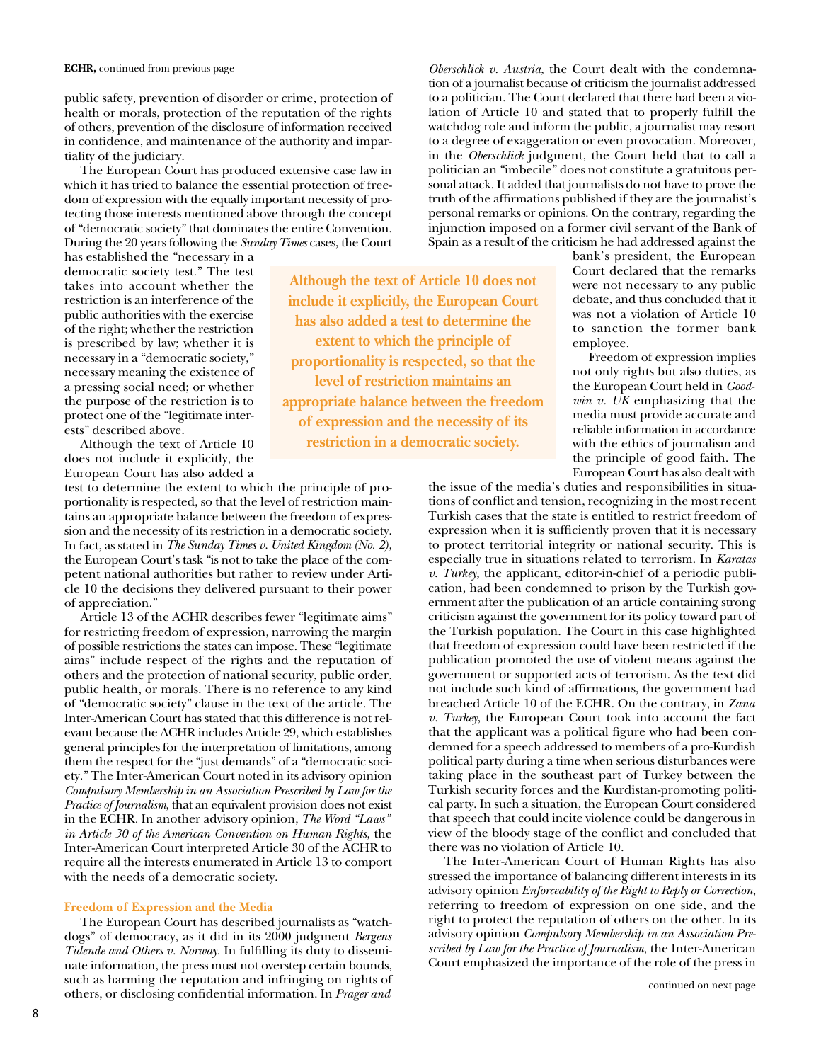public safety, prevention of disorder or crime, protection of health or morals, protection of the reputation of the rights of others, prevention of the disclosure of information received in confidence, and maintenance of the authority and impartiality of the judiciary.

The European Court has produced extensive case law in which it has tried to balance the essential protection of freedom of expression with the equally important necessity of protecting those interests mentioned above through the concept of "democratic society" that dominates the entire Convention. During the 20 years following the *Sunday Times* cases, the Court has established the "necessary in a democratic society test." The test takes into account whether the restriction is an interference of the public authorities with the exercise of the right; whether the restriction is prescribed by law; whether it is necessary in a "democratic society," necessary meaning the existence of a pressing social need; or whether the purpose of the restriction is to protect one of the "legitimate interests" described above.

Although the text of Article 10 does not include it explicitly, the European Court has also added a test to determine the extent to which the principle of proportionality is respected, so that the level of restriction maintains an appropriate balance between the freedom of expression and the necessity of its restriction in a democratic society. In fact, as stated in *The Sunday Times v. United Kingdom (No. 2)*, the European Court's task "is not to take the place of the competent national authorities but rather to review under Article 10 the decisions they delivered pursuant to their power of appreciation."

Article 13 of the ACHR describes fewer "legitimate aims" for restricting freedom of expression, narrowing the margin of possible restrictions the states can impose. These "legitimate aims" include respect of the rights and the reputation of others and the protection of national security, public order, public health, or morals. There is no reference to any kind of "democratic society" clause in the text of the article. The Inter-American Court has stated that this difference is not relevant because the ACHR includes Article 29, which establishes general principles for the interpretation of limitations, among them the respect for the "just demands" of a "democratic society." The Inter-American Court noted in its advisory opinion *Compulsory Membership in an Association Prescribed by Law for the Practice of Journalism*, that an equivalent provision does not exist in the ECHR. In another advisory opinion, *The Word "Laws" in Article 30 of the American Convention on Human Rights*, the Inter-American Court interpreted Article 30 of the ACHR to require all the interests enumerated in Article 13 to comport with the needs of a democratic society.

### Freedom of Expression and the Media

The European Court has described journalists as "watchdogs" of democracy, as it did in its 2000 judgment *Bergens Tidende and Others v. Norway*. In fulfilling its duty to disseminate information, the press must not overstep certain bounds, such as harming the reputation and infringing on rights of others, or disclosing confidential information. In *Prager and Oberschlick v. Austria*, the Court dealt with the condemnation of a journalist because of criticism the journalist addressed to a politician. The Court declared that there had been a violation of Article 10 and stated that to properly fulfill the watchdog role and inform the public, a journalist may resort to a degree of exaggeration or even provocation. Moreover, in the *Oberschlick* judgment, the Court held that to call a politician an "imbecile" does not constitute a gratuitous personal attack. It added that journalists do not have to prove the truth of the affirmations published if they are the journalist's personal remarks or opinions. On the contrary, regarding the injunction imposed on a former civil servant of the Bank of Spain as a result of the criticism he had addressed against the bank's president, the European Court declared that the remarks were not necessary to any public debate, and thus concluded that it was not a violation of Article 10 to sanction the former bank employee.

Freedom of expression implies not only rights but also duties, as the European Court held in *Goodwin v. UK* emphasizing that the media must provide accurate and reliable information in accordance with the ethics of journalism and the principle of good faith. The European Court has also dealt with the issue of the media's duties and responsibilities in situations of conflict and tension, recognizing in the most recent Turkish cases that the state is entitled to restrict freedom of expression when it is sufficiently proven that it is necessary to protect territorial integrity or national security. This is especially true in situations related to terrorism. In *Karatas v. Turkey*, the applicant, editor-in-chief of a periodic publication, had been condemned to prison by the Turkish government after the publication of an article containing strong criticism against the government for its policy toward part of the Turkish population. The Court in this case highlighted that freedom of expression could have been restricted if the publication promoted the use of violent means against the government or supported acts of terrorism. As the text did not include such kind of affirmations, the government had breached Article 10 of the ECHR. On the contrary, in *Zana v. Turkey*, the European Court took into account the fact that the applicant was a political figure who had been condemned for a speech addressed to members of a pro-Kurdish political party during a time when serious disturbances were taking place in the southeast part of Turkey between the Turkish security forces and the Kurdistan-promoting political party. In such a situation, the European Court considered that speech that could incite violence could be dangerous in view of the bloody stage of the conflict and concluded that there was no violation of Article 10.

The Inter-American Court of Human Rights has also stressed the importance of balancing different interests in its advisory opinion *Enforceability of the Right to Reply or Correction*, referring to freedom of expression on one side, and the right to protect the reputation of others on the other. In its advisory opinion *Compulsory Membership in an Association Prescribed by Law for the Practice of Journalism*, the Inter-American Court emphasized the importance of the role of the press in

continued on next page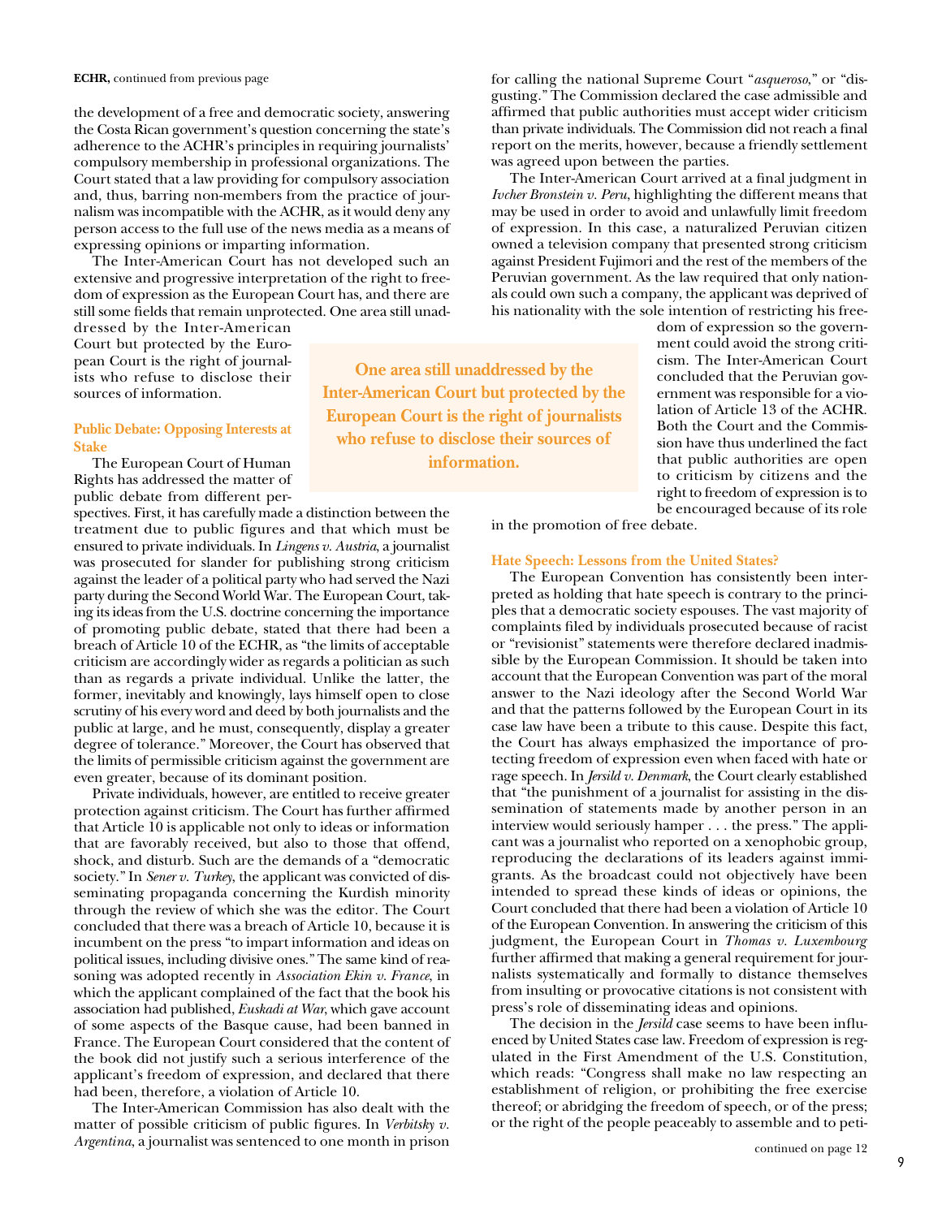**ECHR,** continued from previous page

the development of a free and democratic society, answering the Costa Rican government's question concerning the state's adherence to the ACHR's principles in requiring journalists' compulsory membership in professional organizations. The Court stated that a law providing for compulsory association and, thus, barring non-members from the practice of journalism was incompatible with the ACHR, as it would deny any person access to the full use of the news media as a means of expressing opinions or imparting information.

The Inter-American Court has not developed such an extensive and progressive interpretation of the right to freedom of expression as the European Court has, and there are still some fields that remain unprotected. One area still unaddressed by the Inter-American Court but protected by the European Court is the right of journalists who refuse to disclose their sources of information.

> **One area still unaddressed by the Inter-American Court but protected by the European Court is the right of journalists who refuse to disclose their sources of information.**

### Public Debate: Opposing Interests at Stake

The European Court of Human Rights has addressed the matter of public debate from different perspectives. First, it has carefully made a distinction between the treatment due to public figures and that which must be ensured to private individuals. In *Lingens v. Austria*, a journalist was prosecuted for slander for publishing strong criticism against the leader of a political party who had served the Nazi party during the Second World War. The European Court, taking its ideas from the U.S. doctrine concerning the importance of promoting public debate, stated that there had been a breach of Article 10 of the ECHR, as "the limits of acceptable criticism are accordingly wider as regards a politician as such than as regards a private individual. Unlike the latter, the former, inevitably and knowingly, lays himself open to close scrutiny of his every word and deed by both journalists and the public at large, and he must, consequently, display a greater degree of tolerance." Moreover, the Court has observed that the limits of permissible criticism against the government are even greater, because of its dominant position.

Private individuals, however, are entitled to receive greater protection against criticism. The Court has further affirmed that Article 10 is applicable not only to ideas or information that are favorably received, but also to those that offend, shock, and disturb. Such are the demands of a "democratic society." In *Sener v. Turkey*, the applicant was convicted of disseminating propaganda concerning the Kurdish minority through the review of which she was the editor. The Court concluded that there was a breach of Article 10, because it is incumbent on the press "to impart information and ideas on political issues, including divisive ones." The same kind of reasoning was adopted recently in *Association Ekin v. France*, in which the applicant complained of the fact that the book his association had published, *Euskadi at War*, which gave account of some aspects of the Basque cause, had been banned in France. The European Court considered that the content of the book did not justify such a serious interference of the applicant's freedom of expression, and declared that there had been, therefore, a violation of Article 10.

The Inter-American Commission has also dealt with the matter of possible criticism of public figures. In *Verbitsky v. Argentina*, a journalist was sentenced to one month in prison for calling the national Supreme Court "*asqueroso*," or "disgusting." The Commission declared the case admissible and affirmed that public authorities must accept wider criticism than private individuals. The Commission did not reach a final report on the merits, however, because a friendly settlement was agreed upon between the parties.

The Inter-American Court arrived at a final judgment in *Ivcher Bronstein v. Peru*, highlighting the different means that may be used in order to avoid and unlawfully limit freedom of expression. In this case, a naturalized Peruvian citizen owned a television company that presented strong criticism against President Fujimori and the rest of the members of the Peruvian government. As the law required that only nationals could own such a company, the applicant was deprived of his nationality with the sole intention of restricting his freedom of expression so the government could avoid the strong criticism. The Inter-American Court concluded that the Peruvian government was responsible for a violation of Article 13 of the ACHR. Both the Court and the Commission have thus underlined the fact that public authorities are open to criticism by citizens and the right to freedom of expression is to be encouraged because of its role in the promotion of free debate.

### Hate Speech: Lessons from the United States?

The European Convention has consistently been interpreted as holding that hate speech is contrary to the principles that a democratic society espouses. The vast majority of complaints filed by individuals prosecuted because of racist or "revisionist" statements were therefore declared inadmissible by the European Commission. It should be taken into account that the European Convention was part of the moral answer to the Nazi ideology after the Second World War and that the patterns followed by the European Court in its case law have been a tribute to this cause. Despite this fact, the Court has always emphasized the importance of protecting freedom of expression even when faced with hate or rage speech. In *Jersild v. Denmark*, the Court clearly established that "the punishment of a journalist for assisting in the dissemination of statements made by another person in an interview would seriously hamper . . . the press." The applicant was a journalist who reported on a xenophobic group, reproducing the declarations of its leaders against immigrants. As the broadcast could not objectively have been intended to spread these kinds of ideas or opinions, the Court concluded that there had been a violation of Article 10 of the European Convention. In answering the criticism of this judgment, the European Court in *Thomas v. Luxembourg* further affirmed that making a general requirement for journalists systematically and formally to distance themselves from insulting or provocative citations is not consistent with press's role of disseminating ideas and opinions.

The decision in the *Jersild* case seems to have been influenced by United States case law. Freedom of expression is regulated in the First Amendment of the U.S. Constitution, which reads: "Congress shall make no law respecting an establishment of religion, or prohibiting the free exercise thereof; or abridging the freedom of speech, or of the press; or the right of the people peaceably to assemble and to peti-

continued on page 12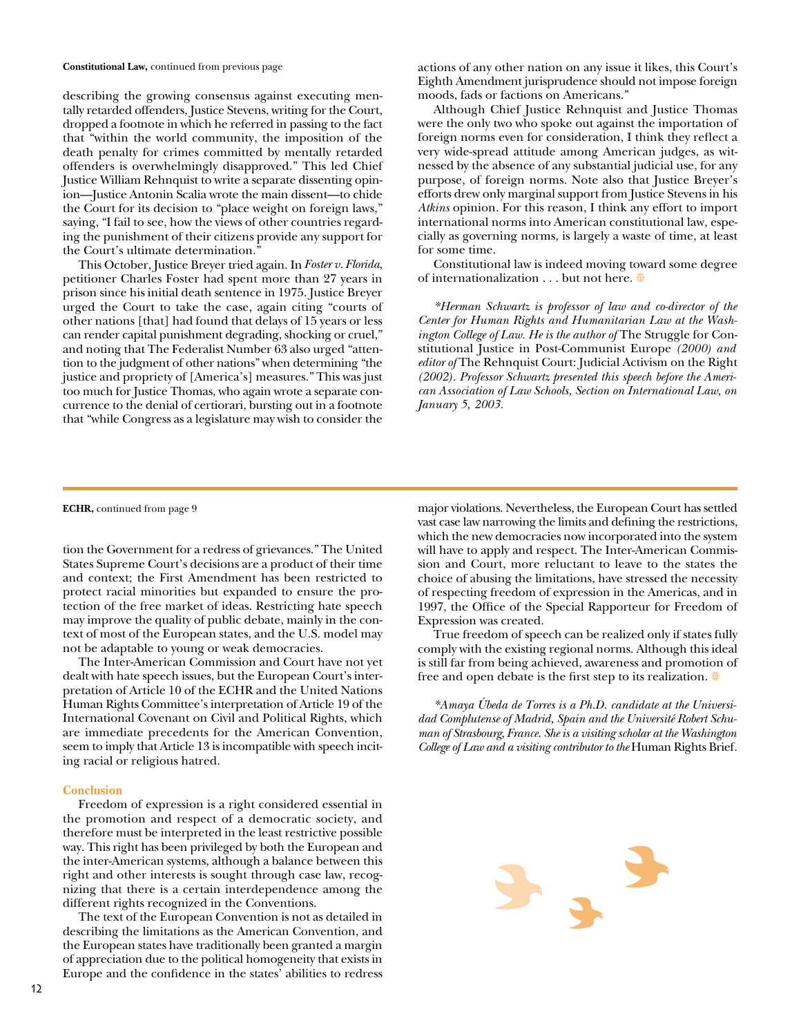**Constitutional Law,** continued from previous page

describing the growing consensus against executing mentally retarded offenders, Justice Stevens, writing for the Court, dropped a footnote in which he referred in passing to the fact that "within the world community, the imposition of the death penalty for crimes committed by mentally retarded offenders is overwhelmingly disapproved." This led Chief Justice William Rehnquist to write a separate dissenting opinion—Justice Antonin Scalia wrote the main dissent—to chide the Court for its decision to "place weight on foreign laws," saying, "I fail to see, how the views of other countries regarding the punishment of their citizens provide any support for the Court's ultimate determination."

This October, Justice Breyer tried again. In *Foster v. Florida*, petitioner Charles Foster had spent more than 27 years in prison since his initial death sentence in 1975. Justice Breyer urged the Court to take the case, again citing "courts of other nations [that] had found that delays of 15 years or less can render capital punishment degrading, shocking or cruel," and noting that The Federalist Number 63 also urged "attention to the judgment of other nations" when determining "the justice and propriety of [America's] measures." This was just too much for Justice Thomas, who again wrote a separate concurrence to the denial of certiorari, bursting out in a footnote that "while Congress as a legislature may wish to consider the actions of any other nation on any issue it likes, this Court's Eighth Amendment jurisprudence should not impose foreign moods, fads or factions on Americans."

Although Chief Justice Rehnquist and Justice Thomas were the only two who spoke out against the importation of foreign norms even for consideration, I think they reflect a very wide-spread attitude among American judges, as witnessed by the absence of any substantial judicial use, for any purpose, of foreign norms. Note also that Justice Breyer's efforts drew only marginal support from Justice Stevens in his *Atkins* opinion. For this reason, I think any effort to import international norms into American constitutional law, especially as governing norms, is largely a waste of time, at least for some time.

Constitutional law is indeed moving toward some degree of internationalization . . . but not here.

*\*Herman Schwartz is professor of law and co-director of the Center for Human Rights and Humanitarian Law at the Washington College of Law. He is the author of* The Struggle for Constitutional Justice in Post-Communist Europe *(2000) and editor of* The Rehnquist Court: Judicial Activism on the Right *(2002). Professor Schwartz presented this speech before the American Association of Law Schools, Section on International Law, on January 5, 2003.*

---

**ECHR,** continued from page 9

tion the Government for a redress of grievances." The United States Supreme Court's decisions are a product of their time and context; the First Amendment has been restricted to protect racial minorities but expanded to ensure the protection of the free market of ideas. Restricting hate speech may improve the quality of public debate, mainly in the context of most of the European states, and the U.S. model may not be adaptable to young or weak democracies.

The Inter-American Commission and Court have not yet dealt with hate speech issues, but the European Court's interpretation of Article 10 of the ECHR and the United Nations Human Rights Committee's interpretation of Article 19 of the International Covenant on Civil and Political Rights, which are immediate precedents for the American Convention, seem to imply that Article 13 is incompatible with speech inciting racial or religious hatred.

### Conclusion

Freedom of expression is a right considered essential in the promotion and respect of a democratic society, and therefore must be interpreted in the least restrictive possible way. This right has been privileged by both the European and the inter-American systems, although a balance between this right and other interests is sought through case law, recognizing that there is a certain interdependence among the different rights recognized in the Conventions.

The text of the European Convention is not as detailed in describing the limitations as the American Convention, and the European states have traditionally been granted a margin of appreciation due to the political homogeneity that exists in Europe and the confidence in the states' abilities to redress major violations. Nevertheless, the European Court has settled vast case law narrowing the limits and defining the restrictions, which the new democracies now incorporated into the system will have to apply and respect. The Inter-American Commission and Court, more reluctant to leave to the states the choice of abusing the limitations, have stressed the necessity of respecting freedom of expression in the Americas, and in 1997, the Office of the Special Rapporteur for Freedom of Expression was created.

True freedom of speech can be realized only if states fully comply with the existing regional norms. Although this ideal is still far from being achieved, awareness and promotion of free and open debate is the first step to its realization.

*\*Amaya Úbeda de Torres is a Ph.D. candidate at the Universidad Complutense of Madrid, Spain and the Université Robert Schuman of Strasbourg, France. She is a visiting scholar at the Washington College of Law and a visiting contributor to the* Human Rights Brief.